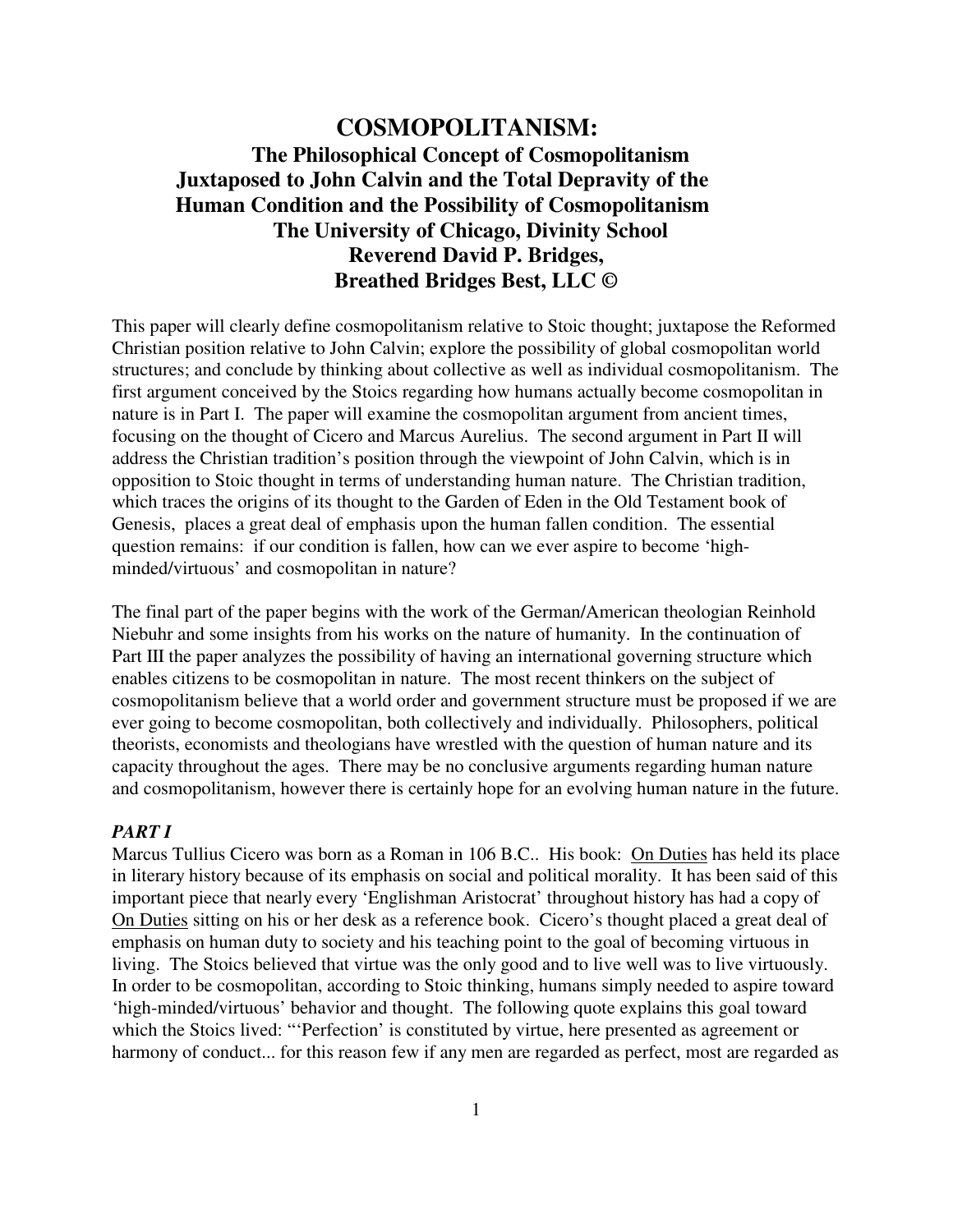# COSMOPOLITANISM:

**The Philosophical Concept of Cosmopolitanism Juxtaposed to John Calvin and the Total Depravity of the Human Condition and the Possibility of Cosmopolitanism**
**The University of Chicago, Divinity School**
**Reverend David P. Bridges,**
**Breathed Bridges Best, LLC ©**

This paper will clearly define cosmopolitanism relative to Stoic thought; juxtapose the Reformed Christian position relative to John Calvin; explore the possibility of global cosmopolitan world structures; and conclude by thinking about collective as well as individual cosmopolitanism. The first argument conceived by the Stoics regarding how humans actually become cosmopolitan in nature is in Part I. The paper will examine the cosmopolitan argument from ancient times, focusing on the thought of Cicero and Marcus Aurelius. The second argument in Part II will address the Christian tradition's position through the viewpoint of John Calvin, which is in opposition to Stoic thought in terms of understanding human nature. The Christian tradition, which traces the origins of its thought to the Garden of Eden in the Old Testament book of Genesis, places a great deal of emphasis upon the human fallen condition. The essential question remains: if our condition is fallen, how can we ever aspire to become 'high-minded/virtuous' and cosmopolitan in nature?

The final part of the paper begins with the work of the German/American theologian Reinhold Niebuhr and some insights from his works on the nature of humanity. In the continuation of Part III the paper analyzes the possibility of having an international governing structure which enables citizens to be cosmopolitan in nature. The most recent thinkers on the subject of cosmopolitanism believe that a world order and government structure must be proposed if we are ever going to become cosmopolitan, both collectively and individually. Philosophers, political theorists, economists and theologians have wrestled with the question of human nature and its capacity throughout the ages. There may be no conclusive arguments regarding human nature and cosmopolitanism, however there is certainly hope for an evolving human nature in the future.

### *PART I*

Marcus Tullius Cicero was born as a Roman in 106 B.C.. His book: <u>On Duties</u> has held its place in literary history because of its emphasis on social and political morality. It has been said of this important piece that nearly every 'Englishman Aristocrat' throughout history has had a copy of <u>On Duties</u> sitting on his or her desk as a reference book. Cicero's thought placed a great deal of emphasis on human duty to society and his teaching point to the goal of becoming virtuous in living. The Stoics believed that virtue was the only good and to live well was to live virtuously. In order to be cosmopolitan, according to Stoic thinking, humans simply needed to aspire toward 'high-minded/virtuous' behavior and thought. The following quote explains this goal toward which the Stoics lived: "'Perfection' is constituted by virtue, here presented as agreement or harmony of conduct... for this reason few if any men are regarded as perfect, most are regarded as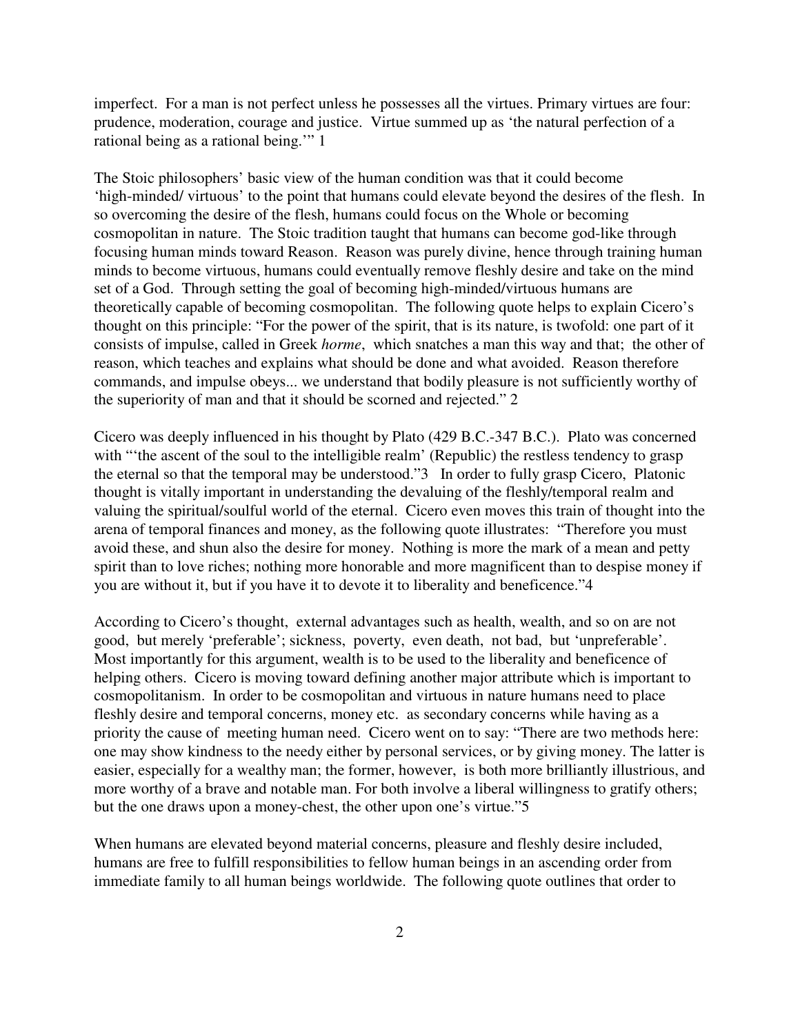imperfect. For a man is not perfect unless he possesses all the virtues. Primary virtues are four: prudence, moderation, courage and justice. Virtue summed up as 'the natural perfection of a rational being as a rational being.'" 1

The Stoic philosophers' basic view of the human condition was that it could become 'high-minded/ virtuous' to the point that humans could elevate beyond the desires of the flesh. In so overcoming the desire of the flesh, humans could focus on the Whole or becoming cosmopolitan in nature. The Stoic tradition taught that humans can become god-like through focusing human minds toward Reason. Reason was purely divine, hence through training human minds to become virtuous, humans could eventually remove fleshly desire and take on the mind set of a God. Through setting the goal of becoming high-minded/virtuous humans are theoretically capable of becoming cosmopolitan. The following quote helps to explain Cicero's thought on this principle: "For the power of the spirit, that is its nature, is twofold: one part of it consists of impulse, called in Greek *horme*, which snatches a man this way and that; the other of reason, which teaches and explains what should be done and what avoided. Reason therefore commands, and impulse obeys... we understand that bodily pleasure is not sufficiently worthy of the superiority of man and that it should be scorned and rejected." 2

Cicero was deeply influenced in his thought by Plato (429 B.C.-347 B.C.). Plato was concerned with "'the ascent of the soul to the intelligible realm' (Republic) the restless tendency to grasp the eternal so that the temporal may be understood."3 In order to fully grasp Cicero, Platonic thought is vitally important in understanding the devaluing of the fleshly/temporal realm and valuing the spiritual/soulful world of the eternal. Cicero even moves this train of thought into the arena of temporal finances and money, as the following quote illustrates: "Therefore you must avoid these, and shun also the desire for money. Nothing is more the mark of a mean and petty spirit than to love riches; nothing more honorable and more magnificent than to despise money if you are without it, but if you have it to devote it to liberality and beneficence."4

According to Cicero's thought, external advantages such as health, wealth, and so on are not good, but merely 'preferable'; sickness, poverty, even death, not bad, but 'unpreferable'. Most importantly for this argument, wealth is to be used to the liberality and beneficence of helping others. Cicero is moving toward defining another major attribute which is important to cosmopolitanism. In order to be cosmopolitan and virtuous in nature humans need to place fleshly desire and temporal concerns, money etc. as secondary concerns while having as a priority the cause of meeting human need. Cicero went on to say: "There are two methods here: one may show kindness to the needy either by personal services, or by giving money. The latter is easier, especially for a wealthy man; the former, however, is both more brilliantly illustrious, and more worthy of a brave and notable man. For both involve a liberal willingness to gratify others; but the one draws upon a money-chest, the other upon one's virtue."5

When humans are elevated beyond material concerns, pleasure and fleshly desire included, humans are free to fulfill responsibilities to fellow human beings in an ascending order from immediate family to all human beings worldwide. The following quote outlines that order to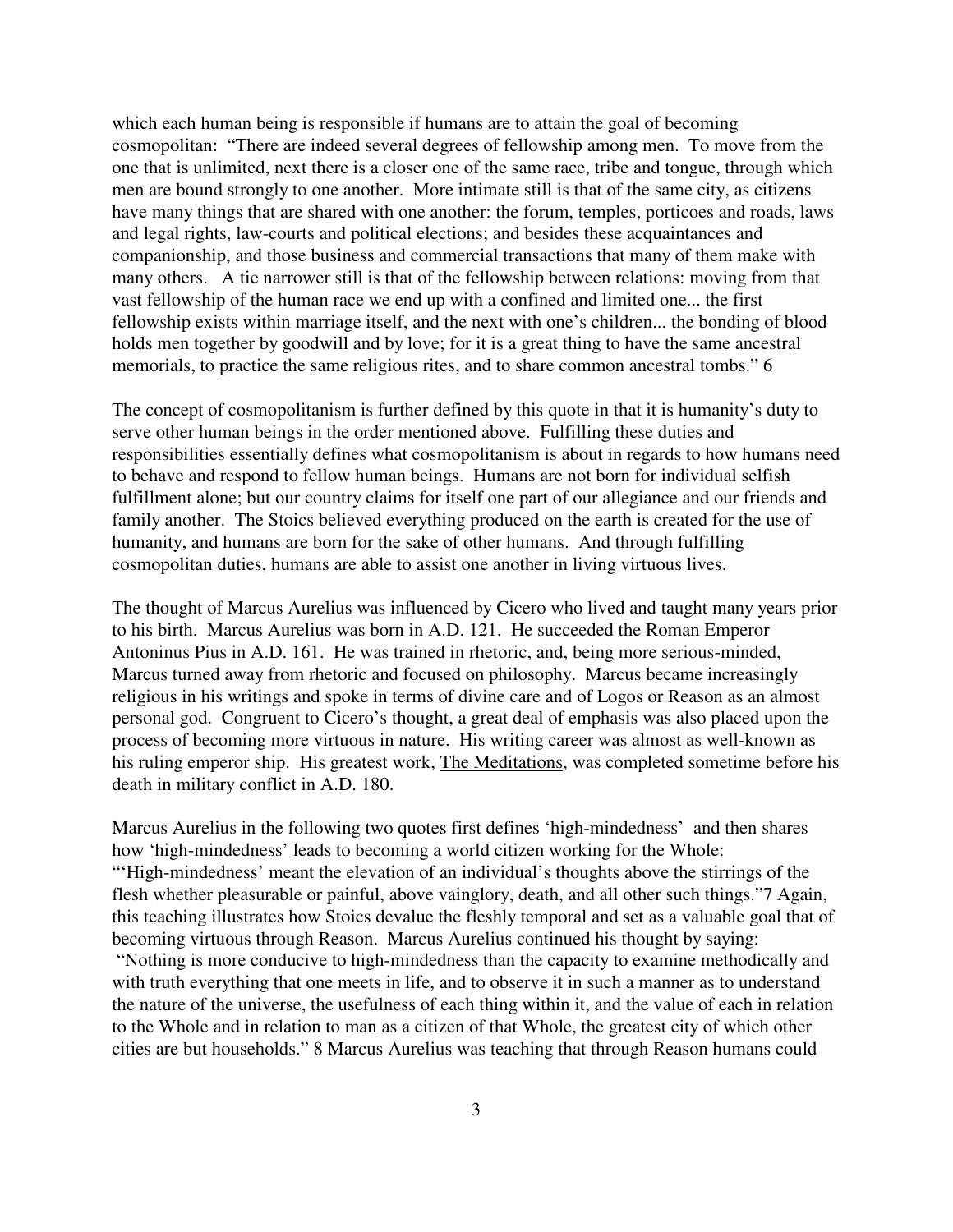which each human being is responsible if humans are to attain the goal of becoming cosmopolitan: "There are indeed several degrees of fellowship among men. To move from the one that is unlimited, next there is a closer one of the same race, tribe and tongue, through which men are bound strongly to one another. More intimate still is that of the same city, as citizens have many things that are shared with one another: the forum, temples, porticoes and roads, laws and legal rights, law-courts and political elections; and besides these acquaintances and companionship, and those business and commercial transactions that many of them make with many others. A tie narrower still is that of the fellowship between relations: moving from that vast fellowship of the human race we end up with a confined and limited one... the first fellowship exists within marriage itself, and the next with one's children... the bonding of blood holds men together by goodwill and by love; for it is a great thing to have the same ancestral memorials, to practice the same religious rites, and to share common ancestral tombs." 6

The concept of cosmopolitanism is further defined by this quote in that it is humanity's duty to serve other human beings in the order mentioned above. Fulfilling these duties and responsibilities essentially defines what cosmopolitanism is about in regards to how humans need to behave and respond to fellow human beings. Humans are not born for individual selfish fulfillment alone; but our country claims for itself one part of our allegiance and our friends and family another. The Stoics believed everything produced on the earth is created for the use of humanity, and humans are born for the sake of other humans. And through fulfilling cosmopolitan duties, humans are able to assist one another in living virtuous lives.

The thought of Marcus Aurelius was influenced by Cicero who lived and taught many years prior to his birth. Marcus Aurelius was born in A.D. 121. He succeeded the Roman Emperor Antoninus Pius in A.D. 161. He was trained in rhetoric, and, being more serious-minded, Marcus turned away from rhetoric and focused on philosophy. Marcus became increasingly religious in his writings and spoke in terms of divine care and of Logos or Reason as an almost personal god. Congruent to Cicero's thought, a great deal of emphasis was also placed upon the process of becoming more virtuous in nature. His writing career was almost as well-known as his ruling emperor ship. His greatest work, The Meditations, was completed sometime before his death in military conflict in A.D. 180.

Marcus Aurelius in the following two quotes first defines 'high-mindedness' and then shares how 'high-mindedness' leads to becoming a world citizen working for the Whole: "'High-mindedness' meant the elevation of an individual's thoughts above the stirrings of the flesh whether pleasurable or painful, above vainglory, death, and all other such things."7 Again, this teaching illustrates how Stoics devalue the fleshly temporal and set as a valuable goal that of becoming virtuous through Reason. Marcus Aurelius continued his thought by saying: "Nothing is more conducive to high-mindedness than the capacity to examine methodically and with truth everything that one meets in life, and to observe it in such a manner as to understand the nature of the universe, the usefulness of each thing within it, and the value of each in relation to the Whole and in relation to man as a citizen of that Whole, the greatest city of which other cities are but households." 8 Marcus Aurelius was teaching that through Reason humans could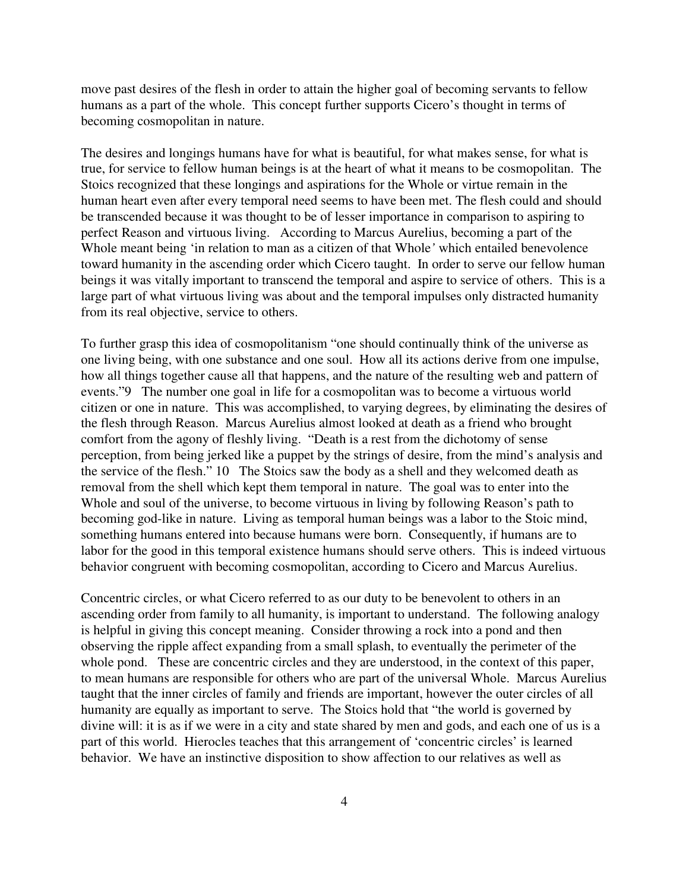move past desires of the flesh in order to attain the higher goal of becoming servants to fellow humans as a part of the whole. This concept further supports Cicero's thought in terms of becoming cosmopolitan in nature.

The desires and longings humans have for what is beautiful, for what makes sense, for what is true, for service to fellow human beings is at the heart of what it means to be cosmopolitan. The Stoics recognized that these longings and aspirations for the Whole or virtue remain in the human heart even after every temporal need seems to have been met. The flesh could and should be transcended because it was thought to be of lesser importance in comparison to aspiring to perfect Reason and virtuous living. According to Marcus Aurelius, becoming a part of the Whole meant being 'in relation to man as a citizen of that Whole' which entailed benevolence toward humanity in the ascending order which Cicero taught. In order to serve our fellow human beings it was vitally important to transcend the temporal and aspire to service of others. This is a large part of what virtuous living was about and the temporal impulses only distracted humanity from its real objective, service to others.

To further grasp this idea of cosmopolitanism "one should continually think of the universe as one living being, with one substance and one soul. How all its actions derive from one impulse, how all things together cause all that happens, and the nature of the resulting web and pattern of events."[9] The number one goal in life for a cosmopolitan was to become a virtuous world citizen or one in nature. This was accomplished, to varying degrees, by eliminating the desires of the flesh through Reason. Marcus Aurelius almost looked at death as a friend who brought comfort from the agony of fleshly living. "Death is a rest from the dichotomy of sense perception, from being jerked like a puppet by the strings of desire, from the mind's analysis and the service of the flesh."[10] The Stoics saw the body as a shell and they welcomed death as removal from the shell which kept them temporal in nature. The goal was to enter into the Whole and soul of the universe, to become virtuous in living by following Reason's path to becoming god-like in nature. Living as temporal human beings was a labor to the Stoic mind, something humans entered into because humans were born. Consequently, if humans are to labor for the good in this temporal existence humans should serve others. This is indeed virtuous behavior congruent with becoming cosmopolitan, according to Cicero and Marcus Aurelius.

Concentric circles, or what Cicero referred to as our duty to be benevolent to others in an ascending order from family to all humanity, is important to understand. The following analogy is helpful in giving this concept meaning. Consider throwing a rock into a pond and then observing the ripple affect expanding from a small splash, to eventually the perimeter of the whole pond. These are concentric circles and they are understood, in the context of this paper, to mean humans are responsible for others who are part of the universal Whole. Marcus Aurelius taught that the inner circles of family and friends are important, however the outer circles of all humanity are equally as important to serve. The Stoics hold that "the world is governed by divine will: it is as if we were in a city and state shared by men and gods, and each one of us is a part of this world. Hierocles teaches that this arrangement of 'concentric circles' is learned behavior. We have an instinctive disposition to show affection to our relatives as well as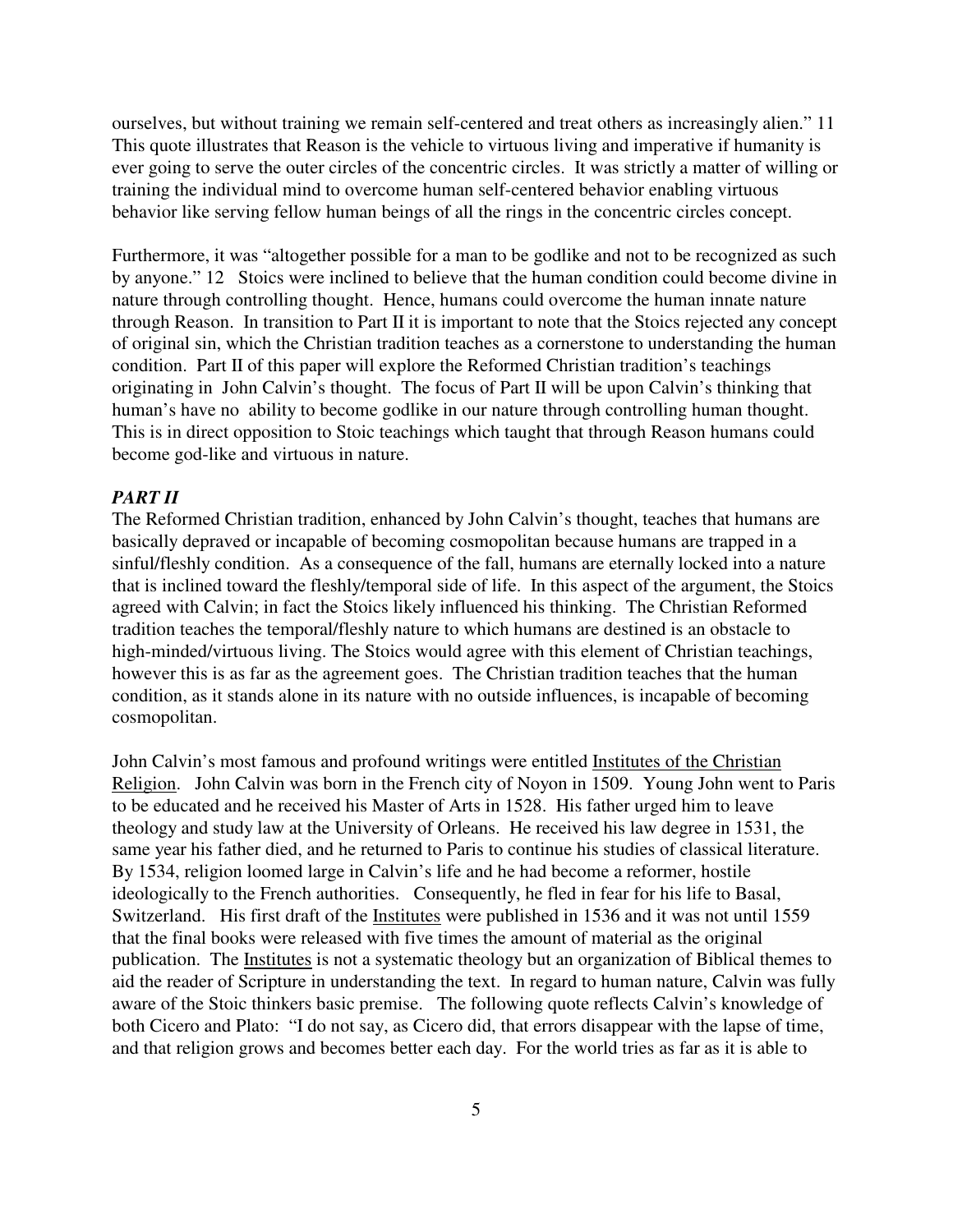ourselves, but without training we remain self-centered and treat others as increasingly alien." 11 This quote illustrates that Reason is the vehicle to virtuous living and imperative if humanity is ever going to serve the outer circles of the concentric circles. It was strictly a matter of willing or training the individual mind to overcome human self-centered behavior enabling virtuous behavior like serving fellow human beings of all the rings in the concentric circles concept.

Furthermore, it was "altogether possible for a man to be godlike and not to be recognized as such by anyone." 12 Stoics were inclined to believe that the human condition could become divine in nature through controlling thought. Hence, humans could overcome the human innate nature through Reason. In transition to Part II it is important to note that the Stoics rejected any concept of original sin, which the Christian tradition teaches as a cornerstone to understanding the human condition. Part II of this paper will explore the Reformed Christian tradition's teachings originating in John Calvin's thought. The focus of Part II will be upon Calvin's thinking that human's have no ability to become godlike in our nature through controlling human thought. This is in direct opposition to Stoic teachings which taught that through Reason humans could become god-like and virtuous in nature.

***PART II***

The Reformed Christian tradition, enhanced by John Calvin's thought, teaches that humans are basically depraved or incapable of becoming cosmopolitan because humans are trapped in a sinful/fleshly condition. As a consequence of the fall, humans are eternally locked into a nature that is inclined toward the fleshly/temporal side of life. In this aspect of the argument, the Stoics agreed with Calvin; in fact the Stoics likely influenced his thinking. The Christian Reformed tradition teaches the temporal/fleshly nature to which humans are destined is an obstacle to high-minded/virtuous living. The Stoics would agree with this element of Christian teachings, however this is as far as the agreement goes. The Christian tradition teaches that the human condition, as it stands alone in its nature with no outside influences, is incapable of becoming cosmopolitan.

John Calvin's most famous and profound writings were entitled <u>Institutes of the Christian Religion</u>. John Calvin was born in the French city of Noyon in 1509. Young John went to Paris to be educated and he received his Master of Arts in 1528. His father urged him to leave theology and study law at the University of Orleans. He received his law degree in 1531, the same year his father died, and he returned to Paris to continue his studies of classical literature. By 1534, religion loomed large in Calvin's life and he had become a reformer, hostile ideologically to the French authorities. Consequently, he fled in fear for his life to Basal, Switzerland. His first draft of the <u>Institutes</u> were published in 1536 and it was not until 1559 that the final books were released with five times the amount of material as the original publication. The <u>Institutes</u> is not a systematic theology but an organization of Biblical themes to aid the reader of Scripture in understanding the text. In regard to human nature, Calvin was fully aware of the Stoic thinkers basic premise. The following quote reflects Calvin's knowledge of both Cicero and Plato: "I do not say, as Cicero did, that errors disappear with the lapse of time, and that religion grows and becomes better each day. For the world tries as far as it is able to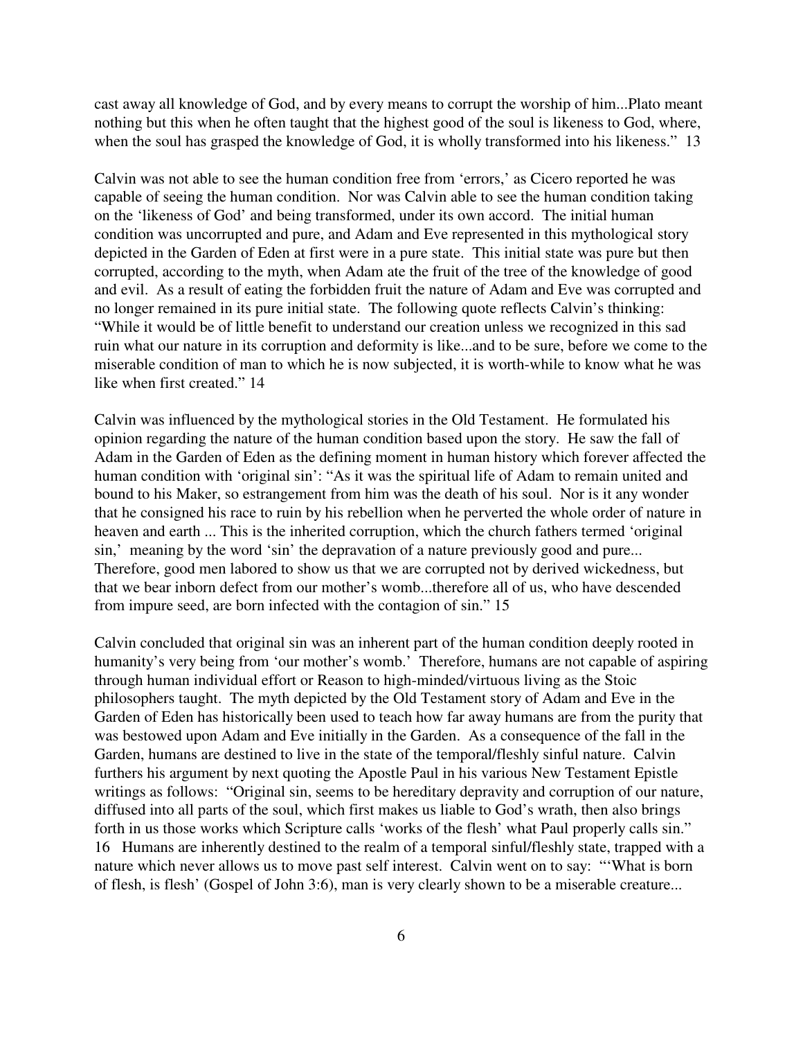cast away all knowledge of God, and by every means to corrupt the worship of him...Plato meant nothing but this when he often taught that the highest good of the soul is likeness to God, where, when the soul has grasped the knowledge of God, it is wholly transformed into his likeness." 13

Calvin was not able to see the human condition free from 'errors,' as Cicero reported he was capable of seeing the human condition. Nor was Calvin able to see the human condition taking on the 'likeness of God' and being transformed, under its own accord. The initial human condition was uncorrupted and pure, and Adam and Eve represented in this mythological story depicted in the Garden of Eden at first were in a pure state. This initial state was pure but then corrupted, according to the myth, when Adam ate the fruit of the tree of the knowledge of good and evil. As a result of eating the forbidden fruit the nature of Adam and Eve was corrupted and no longer remained in its pure initial state. The following quote reflects Calvin's thinking: "While it would be of little benefit to understand our creation unless we recognized in this sad ruin what our nature in its corruption and deformity is like...and to be sure, before we come to the miserable condition of man to which he is now subjected, it is worth-while to know what he was like when first created." 14

Calvin was influenced by the mythological stories in the Old Testament. He formulated his opinion regarding the nature of the human condition based upon the story. He saw the fall of Adam in the Garden of Eden as the defining moment in human history which forever affected the human condition with 'original sin': "As it was the spiritual life of Adam to remain united and bound to his Maker, so estrangement from him was the death of his soul. Nor is it any wonder that he consigned his race to ruin by his rebellion when he perverted the whole order of nature in heaven and earth ... This is the inherited corruption, which the church fathers termed 'original sin,' meaning by the word 'sin' the depravation of a nature previously good and pure... Therefore, good men labored to show us that we are corrupted not by derived wickedness, but that we bear inborn defect from our mother's womb...therefore all of us, who have descended from impure seed, are born infected with the contagion of sin." 15

Calvin concluded that original sin was an inherent part of the human condition deeply rooted in humanity's very being from 'our mother's womb.' Therefore, humans are not capable of aspiring through human individual effort or Reason to high-minded/virtuous living as the Stoic philosophers taught. The myth depicted by the Old Testament story of Adam and Eve in the Garden of Eden has historically been used to teach how far away humans are from the purity that was bestowed upon Adam and Eve initially in the Garden. As a consequence of the fall in the Garden, humans are destined to live in the state of the temporal/fleshly sinful nature. Calvin furthers his argument by next quoting the Apostle Paul in his various New Testament Epistle writings as follows: "Original sin, seems to be hereditary depravity and corruption of our nature, diffused into all parts of the soul, which first makes us liable to God's wrath, then also brings forth in us those works which Scripture calls 'works of the flesh' what Paul properly calls sin." 16 Humans are inherently destined to the realm of a temporal sinful/fleshly state, trapped with a nature which never allows us to move past self interest. Calvin went on to say: "'What is born of flesh, is flesh' (Gospel of John 3:6), man is very clearly shown to be a miserable creature...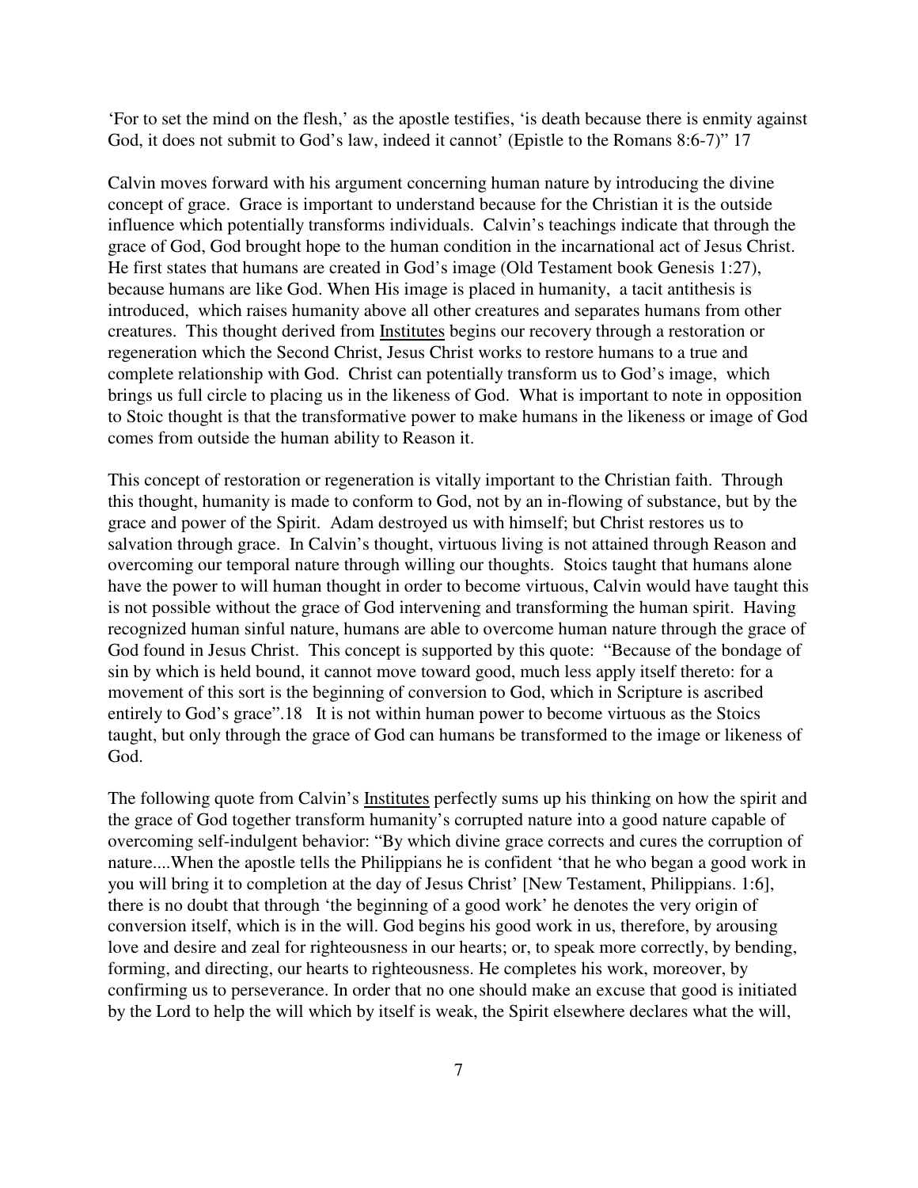'For to set the mind on the flesh,' as the apostle testifies, 'is death because there is enmity against God, it does not submit to God's law, indeed it cannot' (Epistle to the Romans 8:6-7)" 17

Calvin moves forward with his argument concerning human nature by introducing the divine concept of grace. Grace is important to understand because for the Christian it is the outside influence which potentially transforms individuals. Calvin's teachings indicate that through the grace of God, God brought hope to the human condition in the incarnational act of Jesus Christ. He first states that humans are created in God's image (Old Testament book Genesis 1:27), because humans are like God. When His image is placed in humanity, a tacit antithesis is introduced, which raises humanity above all other creatures and separates humans from other creatures. This thought derived from Institutes begins our recovery through a restoration or regeneration which the Second Christ, Jesus Christ works to restore humans to a true and complete relationship with God. Christ can potentially transform us to God's image, which brings us full circle to placing us in the likeness of God. What is important to note in opposition to Stoic thought is that the transformative power to make humans in the likeness or image of God comes from outside the human ability to Reason it.

This concept of restoration or regeneration is vitally important to the Christian faith. Through this thought, humanity is made to conform to God, not by an in-flowing of substance, but by the grace and power of the Spirit. Adam destroyed us with himself; but Christ restores us to salvation through grace. In Calvin's thought, virtuous living is not attained through Reason and overcoming our temporal nature through willing our thoughts. Stoics taught that humans alone have the power to will human thought in order to become virtuous, Calvin would have taught this is not possible without the grace of God intervening and transforming the human spirit. Having recognized human sinful nature, humans are able to overcome human nature through the grace of God found in Jesus Christ. This concept is supported by this quote: "Because of the bondage of sin by which is held bound, it cannot move toward good, much less apply itself thereto: for a movement of this sort is the beginning of conversion to God, which in Scripture is ascribed entirely to God's grace".18 It is not within human power to become virtuous as the Stoics taught, but only through the grace of God can humans be transformed to the image or likeness of God.

The following quote from Calvin's Institutes perfectly sums up his thinking on how the spirit and the grace of God together transform humanity's corrupted nature into a good nature capable of overcoming self-indulgent behavior: "By which divine grace corrects and cures the corruption of nature....When the apostle tells the Philippians he is confident 'that he who began a good work in you will bring it to completion at the day of Jesus Christ' [New Testament, Philippians. 1:6], there is no doubt that through 'the beginning of a good work' he denotes the very origin of conversion itself, which is in the will. God begins his good work in us, therefore, by arousing love and desire and zeal for righteousness in our hearts; or, to speak more correctly, by bending, forming, and directing, our hearts to righteousness. He completes his work, moreover, by confirming us to perseverance. In order that no one should make an excuse that good is initiated by the Lord to help the will which by itself is weak, the Spirit elsewhere declares what the will,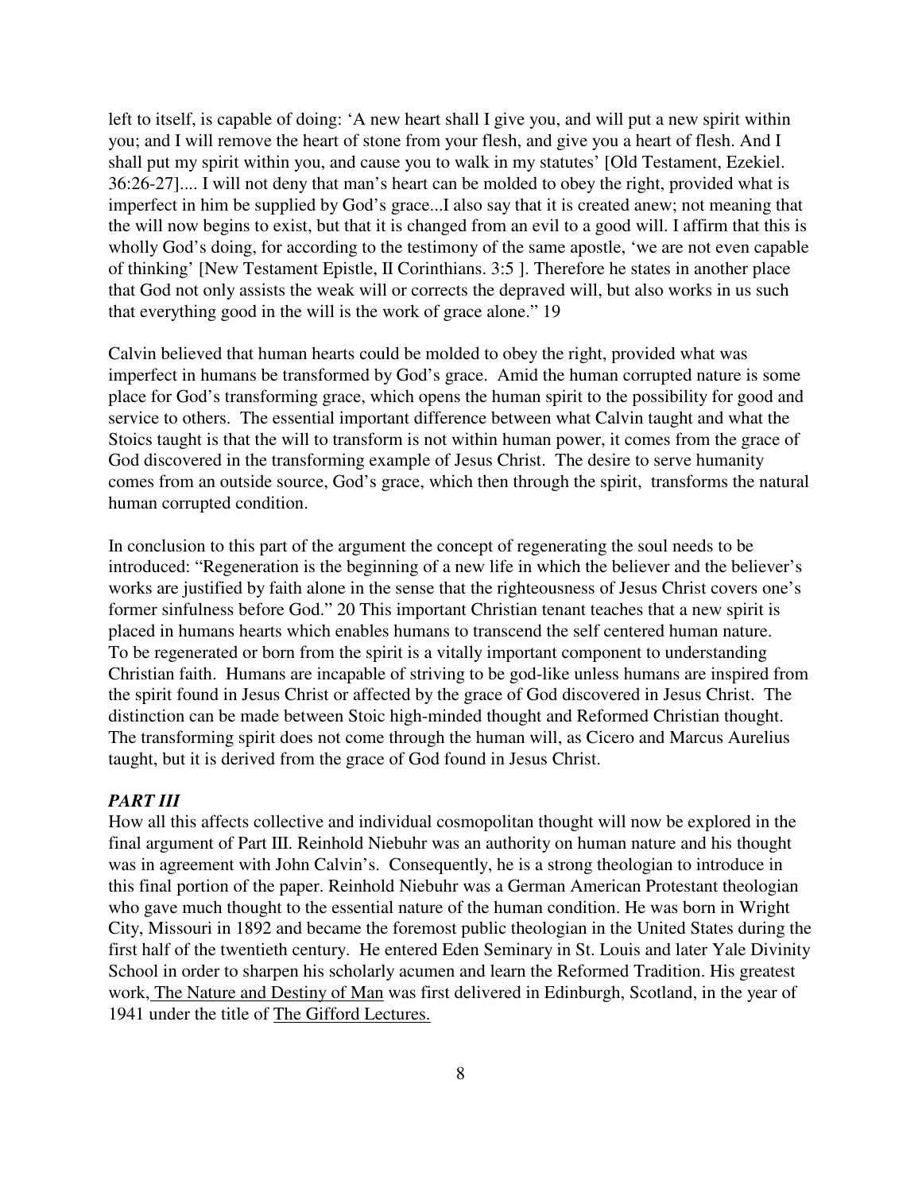left to itself, is capable of doing: 'A new heart shall I give you, and will put a new spirit within you; and I will remove the heart of stone from your flesh, and give you a heart of flesh. And I shall put my spirit within you, and cause you to walk in my statutes' [Old Testament, Ezekiel. 36:26-27].... I will not deny that man's heart can be molded to obey the right, provided what is imperfect in him be supplied by God's grace...I also say that it is created anew; not meaning that the will now begins to exist, but that it is changed from an evil to a good will. I affirm that this is wholly God's doing, for according to the testimony of the same apostle, 'we are not even capable of thinking' [New Testament Epistle, II Corinthians. 3:5 ]. Therefore he states in another place that God not only assists the weak will or corrects the depraved will, but also works in us such that everything good in the will is the work of grace alone." 19

Calvin believed that human hearts could be molded to obey the right, provided what was imperfect in humans be transformed by God's grace. Amid the human corrupted nature is some place for God's transforming grace, which opens the human spirit to the possibility for good and service to others. The essential important difference between what Calvin taught and what the Stoics taught is that the will to transform is not within human power, it comes from the grace of God discovered in the transforming example of Jesus Christ. The desire to serve humanity comes from an outside source, God's grace, which then through the spirit, transforms the natural human corrupted condition.

In conclusion to this part of the argument the concept of regenerating the soul needs to be introduced: "Regeneration is the beginning of a new life in which the believer and the believer's works are justified by faith alone in the sense that the righteousness of Jesus Christ covers one's former sinfulness before God." 20 This important Christian tenant teaches that a new spirit is placed in humans hearts which enables humans to transcend the self centered human nature. To be regenerated or born from the spirit is a vitally important component to understanding Christian faith. Humans are incapable of striving to be god-like unless humans are inspired from the spirit found in Jesus Christ or affected by the grace of God discovered in Jesus Christ. The distinction can be made between Stoic high-minded thought and Reformed Christian thought. The transforming spirit does not come through the human will, as Cicero and Marcus Aurelius taught, but it is derived from the grace of God found in Jesus Christ.

### ***PART III***

How all this affects collective and individual cosmopolitan thought will now be explored in the final argument of Part III. Reinhold Niebuhr was an authority on human nature and his thought was in agreement with John Calvin's. Consequently, he is a strong theologian to introduce in this final portion of the paper. Reinhold Niebuhr was a German American Protestant theologian who gave much thought to the essential nature of the human condition. He was born in Wright City, Missouri in 1892 and became the foremost public theologian in the United States during the first half of the twentieth century. He entered Eden Seminary in St. Louis and later Yale Divinity School in order to sharpen his scholarly acumen and learn the Reformed Tradition. His greatest work, The Nature and Destiny of Man was first delivered in Edinburgh, Scotland, in the year of 1941 under the title of The Gifford Lectures.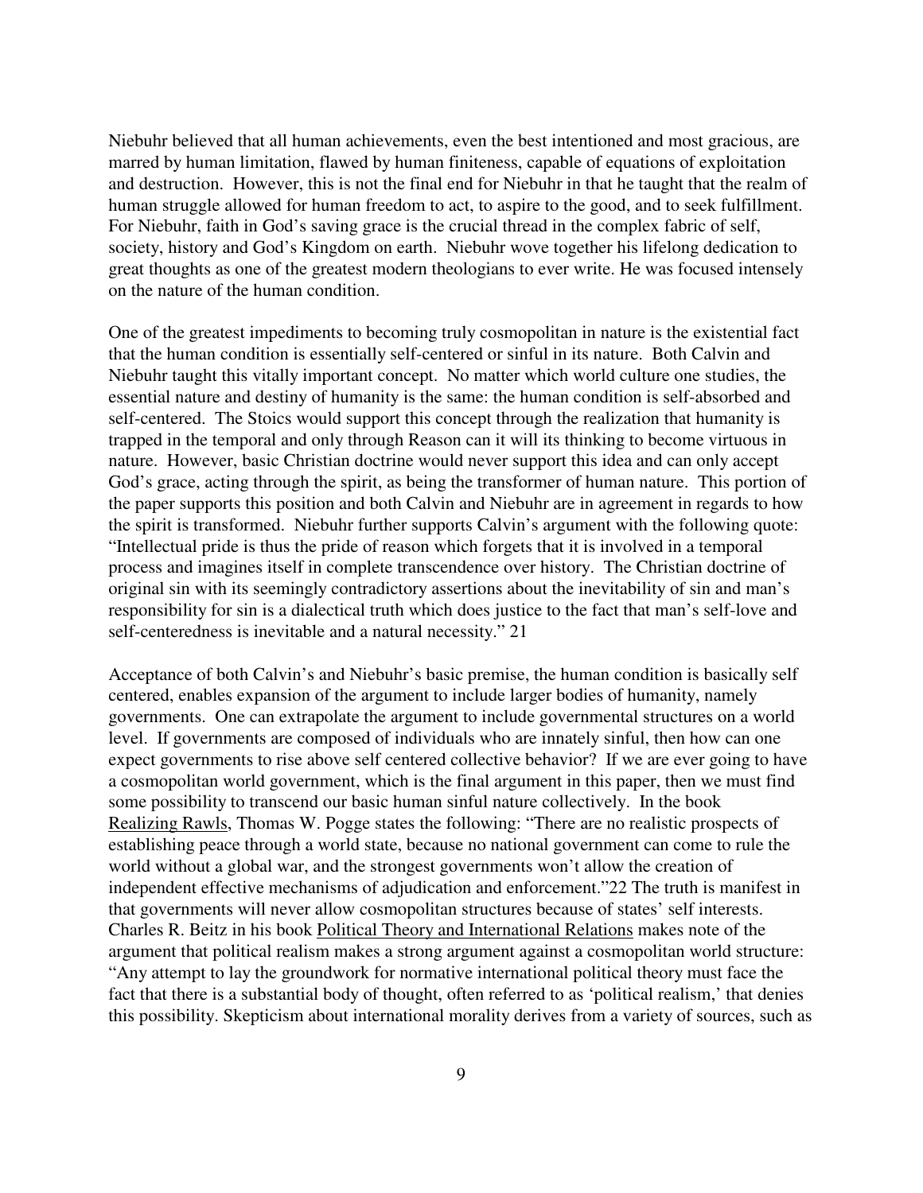Niebuhr believed that all human achievements, even the best intentioned and most gracious, are marred by human limitation, flawed by human finiteness, capable of equations of exploitation and destruction. However, this is not the final end for Niebuhr in that he taught that the realm of human struggle allowed for human freedom to act, to aspire to the good, and to seek fulfillment. For Niebuhr, faith in God's saving grace is the crucial thread in the complex fabric of self, society, history and God's Kingdom on earth. Niebuhr wove together his lifelong dedication to great thoughts as one of the greatest modern theologians to ever write. He was focused intensely on the nature of the human condition.

One of the greatest impediments to becoming truly cosmopolitan in nature is the existential fact that the human condition is essentially self-centered or sinful in its nature. Both Calvin and Niebuhr taught this vitally important concept. No matter which world culture one studies, the essential nature and destiny of humanity is the same: the human condition is self-absorbed and self-centered. The Stoics would support this concept through the realization that humanity is trapped in the temporal and only through Reason can it will its thinking to become virtuous in nature. However, basic Christian doctrine would never support this idea and can only accept God's grace, acting through the spirit, as being the transformer of human nature. This portion of the paper supports this position and both Calvin and Niebuhr are in agreement in regards to how the spirit is transformed. Niebuhr further supports Calvin's argument with the following quote: "Intellectual pride is thus the pride of reason which forgets that it is involved in a temporal process and imagines itself in complete transcendence over history. The Christian doctrine of original sin with its seemingly contradictory assertions about the inevitability of sin and man's responsibility for sin is a dialectical truth which does justice to the fact that man's self-love and self-centeredness is inevitable and a natural necessity." 21

Acceptance of both Calvin's and Niebuhr's basic premise, the human condition is basically self centered, enables expansion of the argument to include larger bodies of humanity, namely governments. One can extrapolate the argument to include governmental structures on a world level. If governments are composed of individuals who are innately sinful, then how can one expect governments to rise above self centered collective behavior? If we are ever going to have a cosmopolitan world government, which is the final argument in this paper, then we must find some possibility to transcend our basic human sinful nature collectively. In the book Realizing Rawls, Thomas W. Pogge states the following: "There are no realistic prospects of establishing peace through a world state, because no national government can come to rule the world without a global war, and the strongest governments won't allow the creation of independent effective mechanisms of adjudication and enforcement."22 The truth is manifest in that governments will never allow cosmopolitan structures because of states' self interests. Charles R. Beitz in his book Political Theory and International Relations makes note of the argument that political realism makes a strong argument against a cosmopolitan world structure: "Any attempt to lay the groundwork for normative international political theory must face the fact that there is a substantial body of thought, often referred to as 'political realism,' that denies this possibility. Skepticism about international morality derives from a variety of sources, such as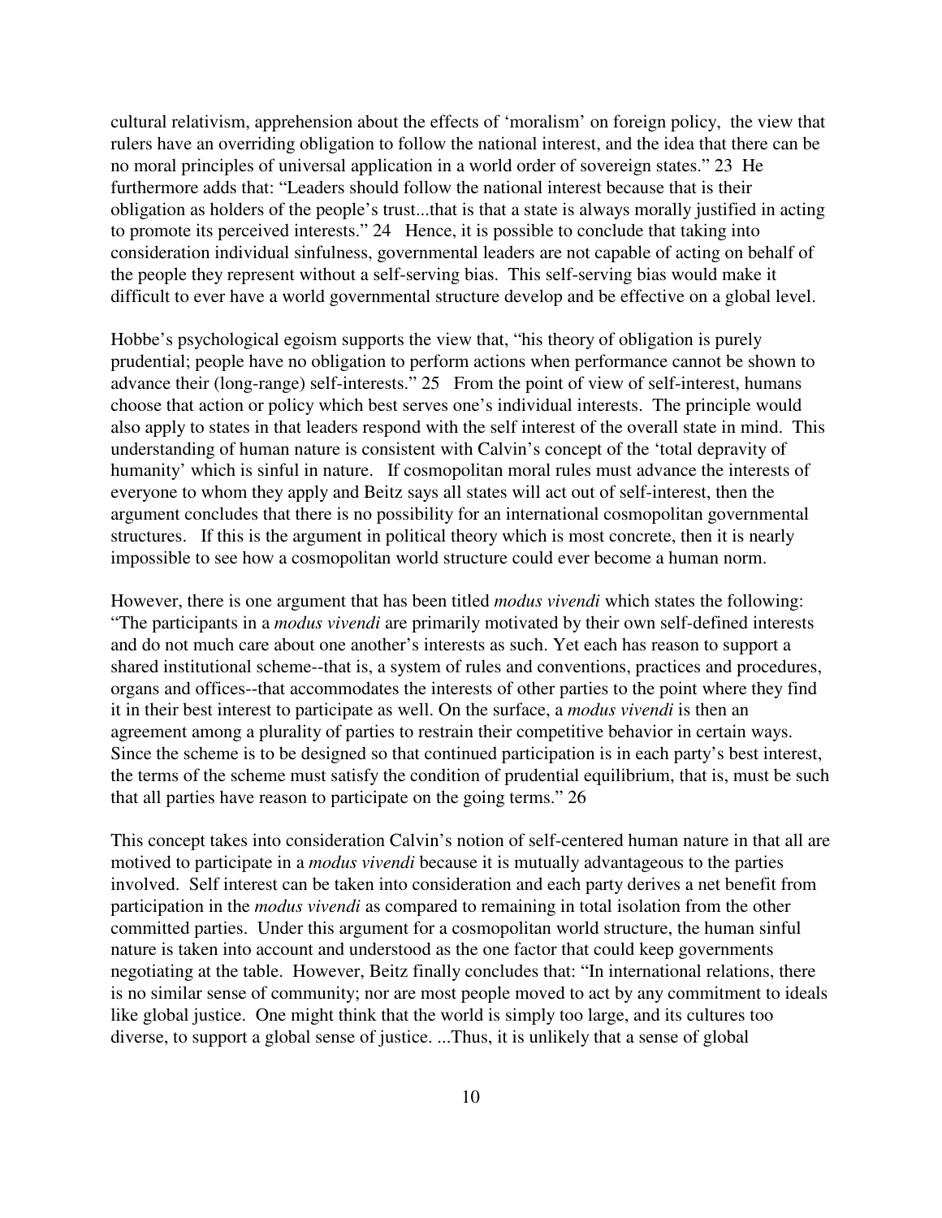cultural relativism, apprehension about the effects of 'moralism' on foreign policy, the view that rulers have an overriding obligation to follow the national interest, and the idea that there can be no moral principles of universal application in a world order of sovereign states." 23 He furthermore adds that: "Leaders should follow the national interest because that is their obligation as holders of the people's trust...that is that a state is always morally justified in acting to promote its perceived interests." 24 Hence, it is possible to conclude that taking into consideration individual sinfulness, governmental leaders are not capable of acting on behalf of the people they represent without a self-serving bias. This self-serving bias would make it difficult to ever have a world governmental structure develop and be effective on a global level.

Hobbe's psychological egoism supports the view that, "his theory of obligation is purely prudential; people have no obligation to perform actions when performance cannot be shown to advance their (long-range) self-interests." 25 From the point of view of self-interest, humans choose that action or policy which best serves one's individual interests. The principle would also apply to states in that leaders respond with the self interest of the overall state in mind. This understanding of human nature is consistent with Calvin's concept of the 'total depravity of humanity' which is sinful in nature. If cosmopolitan moral rules must advance the interests of everyone to whom they apply and Beitz says all states will act out of self-interest, then the argument concludes that there is no possibility for an international cosmopolitan governmental structures. If this is the argument in political theory which is most concrete, then it is nearly impossible to see how a cosmopolitan world structure could ever become a human norm.

However, there is one argument that has been titled *modus vivendi* which states the following: "The participants in a *modus vivendi* are primarily motivated by their own self-defined interests and do not much care about one another's interests as such. Yet each has reason to support a shared institutional scheme--that is, a system of rules and conventions, practices and procedures, organs and offices--that accommodates the interests of other parties to the point where they find it in their best interest to participate as well. On the surface, a *modus vivendi* is then an agreement among a plurality of parties to restrain their competitive behavior in certain ways. Since the scheme is to be designed so that continued participation is in each party's best interest, the terms of the scheme must satisfy the condition of prudential equilibrium, that is, must be such that all parties have reason to participate on the going terms." 26

This concept takes into consideration Calvin's notion of self-centered human nature in that all are motived to participate in a *modus vivendi* because it is mutually advantageous to the parties involved. Self interest can be taken into consideration and each party derives a net benefit from participation in the *modus vivendi* as compared to remaining in total isolation from the other committed parties. Under this argument for a cosmopolitan world structure, the human sinful nature is taken into account and understood as the one factor that could keep governments negotiating at the table. However, Beitz finally concludes that: "In international relations, there is no similar sense of community; nor are most people moved to act by any commitment to ideals like global justice. One might think that the world is simply too large, and its cultures too diverse, to support a global sense of justice. ...Thus, it is unlikely that a sense of global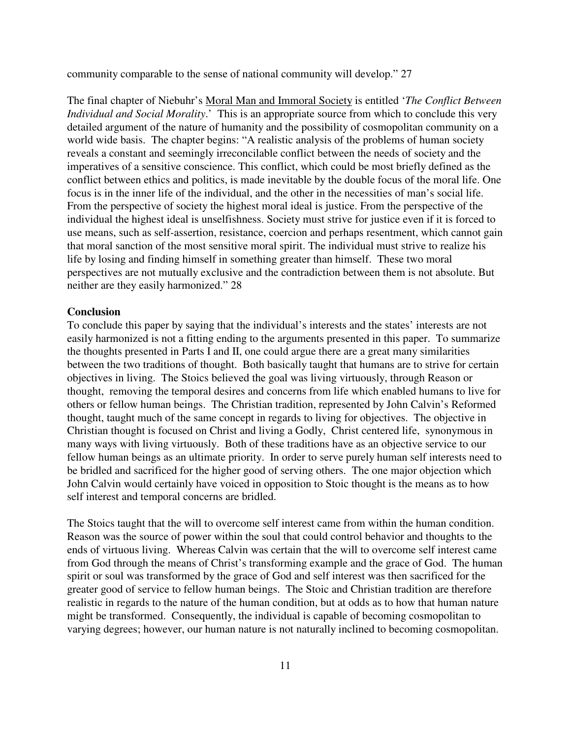community comparable to the sense of national community will develop." 27

The final chapter of Niebuhr's Moral Man and Immoral Society is entitled '*The Conflict Between Individual and Social Morality*.' This is an appropriate source from which to conclude this very detailed argument of the nature of humanity and the possibility of cosmopolitan community on a world wide basis. The chapter begins: "A realistic analysis of the problems of human society reveals a constant and seemingly irreconcilable conflict between the needs of society and the imperatives of a sensitive conscience. This conflict, which could be most briefly defined as the conflict between ethics and politics, is made inevitable by the double focus of the moral life. One focus is in the inner life of the individual, and the other in the necessities of man's social life. From the perspective of society the highest moral ideal is justice. From the perspective of the individual the highest ideal is unselfishness. Society must strive for justice even if it is forced to use means, such as self-assertion, resistance, coercion and perhaps resentment, which cannot gain that moral sanction of the most sensitive moral spirit. The individual must strive to realize his life by losing and finding himself in something greater than himself. These two moral perspectives are not mutually exclusive and the contradiction between them is not absolute. But neither are they easily harmonized." 28

**Conclusion**

To conclude this paper by saying that the individual's interests and the states' interests are not easily harmonized is not a fitting ending to the arguments presented in this paper. To summarize the thoughts presented in Parts I and II, one could argue there are a great many similarities between the two traditions of thought. Both basically taught that humans are to strive for certain objectives in living. The Stoics believed the goal was living virtuously, through Reason or thought, removing the temporal desires and concerns from life which enabled humans to live for others or fellow human beings. The Christian tradition, represented by John Calvin's Reformed thought, taught much of the same concept in regards to living for objectives. The objective in Christian thought is focused on Christ and living a Godly, Christ centered life, synonymous in many ways with living virtuously. Both of these traditions have as an objective service to our fellow human beings as an ultimate priority. In order to serve purely human self interests need to be bridled and sacrificed for the higher good of serving others. The one major objection which John Calvin would certainly have voiced in opposition to Stoic thought is the means as to how self interest and temporal concerns are bridled.

The Stoics taught that the will to overcome self interest came from within the human condition. Reason was the source of power within the soul that could control behavior and thoughts to the ends of virtuous living. Whereas Calvin was certain that the will to overcome self interest came from God through the means of Christ's transforming example and the grace of God. The human spirit or soul was transformed by the grace of God and self interest was then sacrificed for the greater good of service to fellow human beings. The Stoic and Christian tradition are therefore realistic in regards to the nature of the human condition, but at odds as to how that human nature might be transformed. Consequently, the individual is capable of becoming cosmopolitan to varying degrees; however, our human nature is not naturally inclined to becoming cosmopolitan.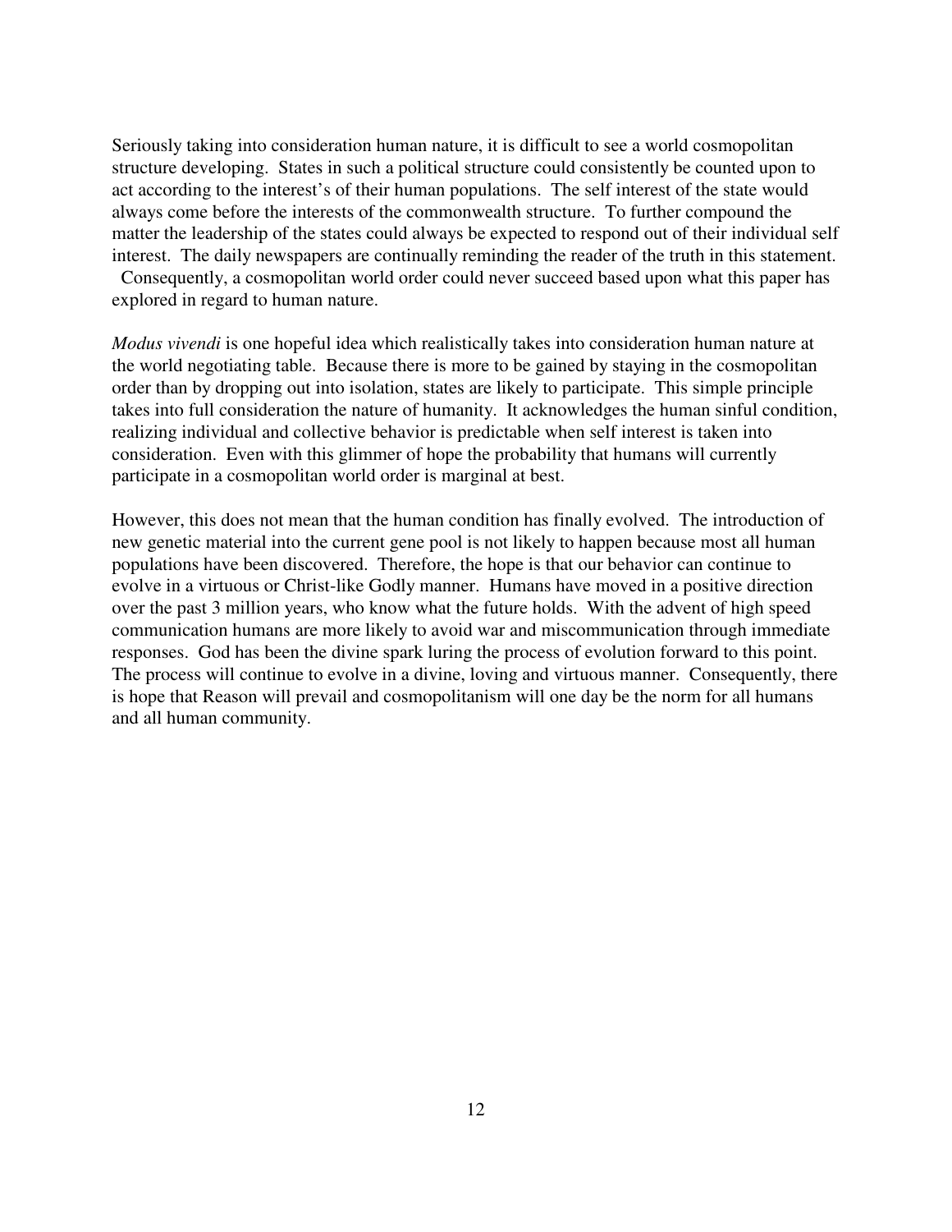Seriously taking into consideration human nature, it is difficult to see a world cosmopolitan structure developing. States in such a political structure could consistently be counted upon to act according to the interest's of their human populations. The self interest of the state would always come before the interests of the commonwealth structure. To further compound the matter the leadership of the states could always be expected to respond out of their individual self interest. The daily newspapers are continually reminding the reader of the truth in this statement. Consequently, a cosmopolitan world order could never succeed based upon what this paper has explored in regard to human nature.

*Modus vivendi* is one hopeful idea which realistically takes into consideration human nature at the world negotiating table. Because there is more to be gained by staying in the cosmopolitan order than by dropping out into isolation, states are likely to participate. This simple principle takes into full consideration the nature of humanity. It acknowledges the human sinful condition, realizing individual and collective behavior is predictable when self interest is taken into consideration. Even with this glimmer of hope the probability that humans will currently participate in a cosmopolitan world order is marginal at best.

However, this does not mean that the human condition has finally evolved. The introduction of new genetic material into the current gene pool is not likely to happen because most all human populations have been discovered. Therefore, the hope is that our behavior can continue to evolve in a virtuous or Christ-like Godly manner. Humans have moved in a positive direction over the past 3 million years, who know what the future holds. With the advent of high speed communication humans are more likely to avoid war and miscommunication through immediate responses. God has been the divine spark luring the process of evolution forward to this point. The process will continue to evolve in a divine, loving and virtuous manner. Consequently, there is hope that Reason will prevail and cosmopolitanism will one day be the norm for all humans and all human community.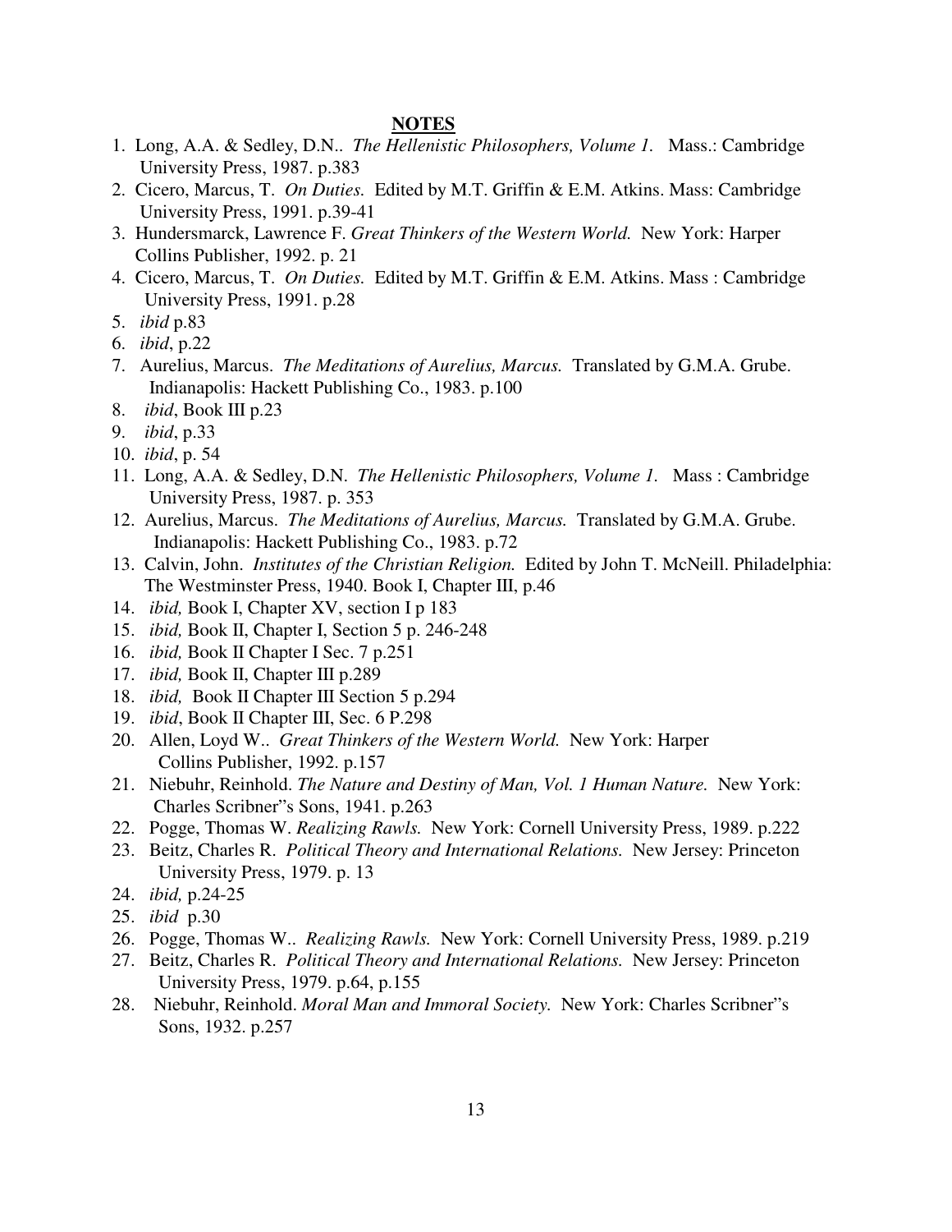## NOTES

1. Long, A.A. & Sedley, D.N.. *The Hellenistic Philosophers, Volume 1.* Mass.: Cambridge University Press, 1987. p.383
2. Cicero, Marcus, T. *On Duties.* Edited by M.T. Griffin & E.M. Atkins. Mass: Cambridge University Press, 1991. p.39-41
3. Hundersmarck, Lawrence F. *Great Thinkers of the Western World.* New York: Harper Collins Publisher, 1992. p. 21
4. Cicero, Marcus, T. *On Duties.* Edited by M.T. Griffin & E.M. Atkins. Mass : Cambridge University Press, 1991. p.28
5. *ibid* p.83
6. *ibid*, p.22
7. Aurelius, Marcus. *The Meditations of Aurelius, Marcus.* Translated by G.M.A. Grube. Indianapolis: Hackett Publishing Co., 1983. p.100
8. *ibid*, Book III p.23
9. *ibid*, p.33
10. *ibid*, p. 54
11. Long, A.A. & Sedley, D.N. *The Hellenistic Philosophers, Volume 1.* Mass : Cambridge University Press, 1987. p. 353
12. Aurelius, Marcus. *The Meditations of Aurelius, Marcus.* Translated by G.M.A. Grube. Indianapolis: Hackett Publishing Co., 1983. p.72
13. Calvin, John. *Institutes of the Christian Religion.* Edited by John T. McNeill. Philadelphia: The Westminster Press, 1940. Book I, Chapter III, p.46
14. *ibid,* Book I, Chapter XV, section I p 183
15. *ibid,* Book II, Chapter I, Section 5 p. 246-248
16. *ibid,* Book II Chapter I Sec. 7 p.251
17. *ibid,* Book II, Chapter III p.289
18. *ibid,* Book II Chapter III Section 5 p.294
19. *ibid*, Book II Chapter III, Sec. 6 P.298
20. Allen, Loyd W.. *Great Thinkers of the Western World.* New York: Harper Collins Publisher, 1992. p.157
21. Niebuhr, Reinhold. *The Nature and Destiny of Man, Vol. 1 Human Nature.* New York: Charles Scribner"s Sons, 1941. p.263
22. Pogge, Thomas W. *Realizing Rawls.* New York: Cornell University Press, 1989. p.222
23. Beitz, Charles R. *Political Theory and International Relations.* New Jersey: Princeton University Press, 1979. p. 13
24. *ibid,* p.24-25
25. *ibid* p.30
26. Pogge, Thomas W.. *Realizing Rawls.* New York: Cornell University Press, 1989. p.219
27. Beitz, Charles R. *Political Theory and International Relations.* New Jersey: Princeton University Press, 1979. p.64, p.155
28. Niebuhr, Reinhold. *Moral Man and Immoral Society.* New York: Charles Scribner"s Sons, 1932. p.257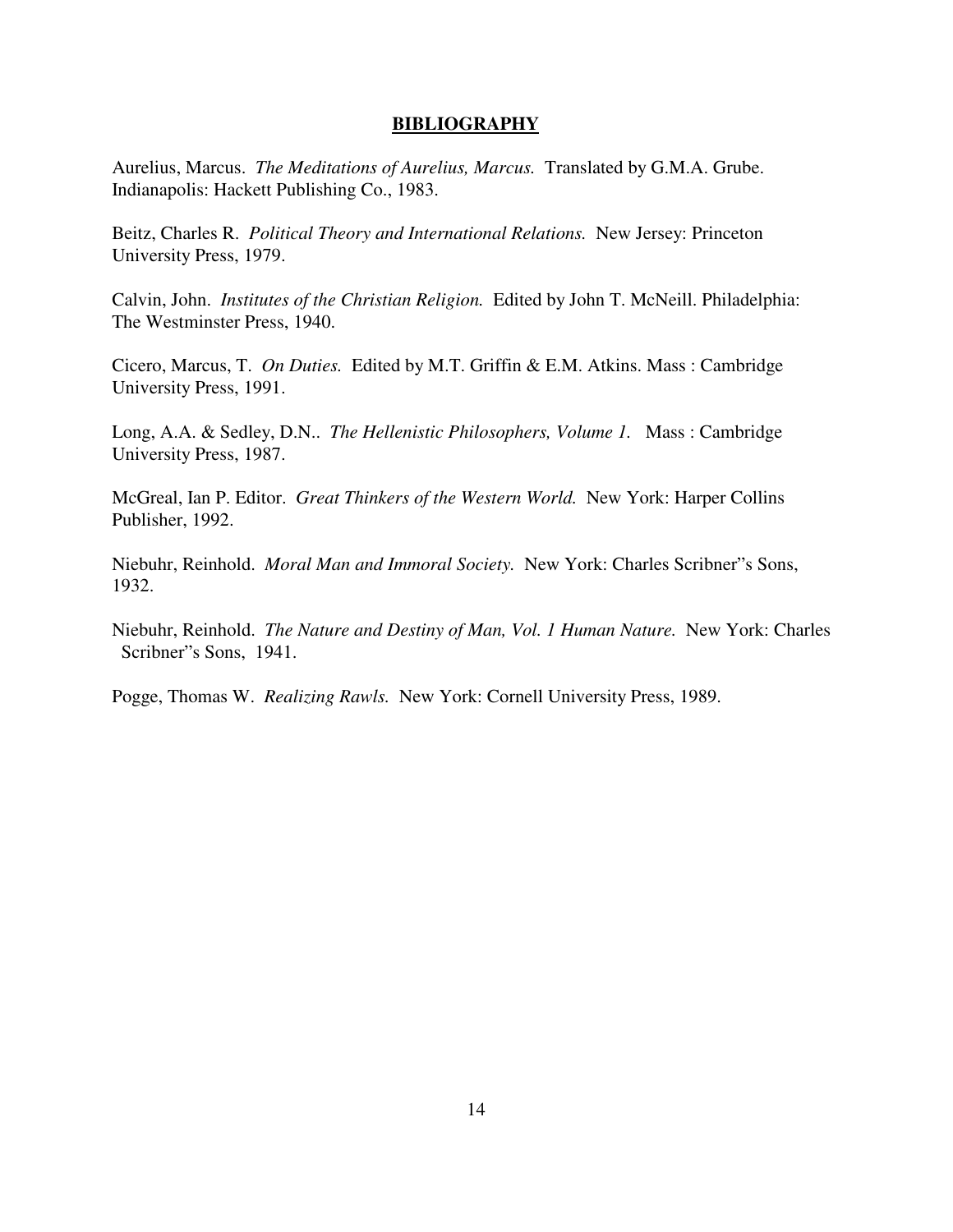# BIBLIOGRAPHY

Aurelius, Marcus. *The Meditations of Aurelius, Marcus.* Translated by G.M.A. Grube. Indianapolis: Hackett Publishing Co., 1983.

Beitz, Charles R. *Political Theory and International Relations.* New Jersey: Princeton University Press, 1979.

Calvin, John. *Institutes of the Christian Religion.* Edited by John T. McNeill. Philadelphia: The Westminster Press, 1940.

Cicero, Marcus, T. *On Duties.* Edited by M.T. Griffin & E.M. Atkins. Mass : Cambridge University Press, 1991.

Long, A.A. & Sedley, D.N.. *The Hellenistic Philosophers, Volume 1.* Mass : Cambridge University Press, 1987.

McGreal, Ian P. Editor. *Great Thinkers of the Western World.* New York: Harper Collins Publisher, 1992.

Niebuhr, Reinhold. *Moral Man and Immoral Society.* New York: Charles Scribner"s Sons, 1932.

Niebuhr, Reinhold. *The Nature and Destiny of Man, Vol. 1 Human Nature.* New York: Charles Scribner"s Sons, 1941.

Pogge, Thomas W. *Realizing Rawls.* New York: Cornell University Press, 1989.